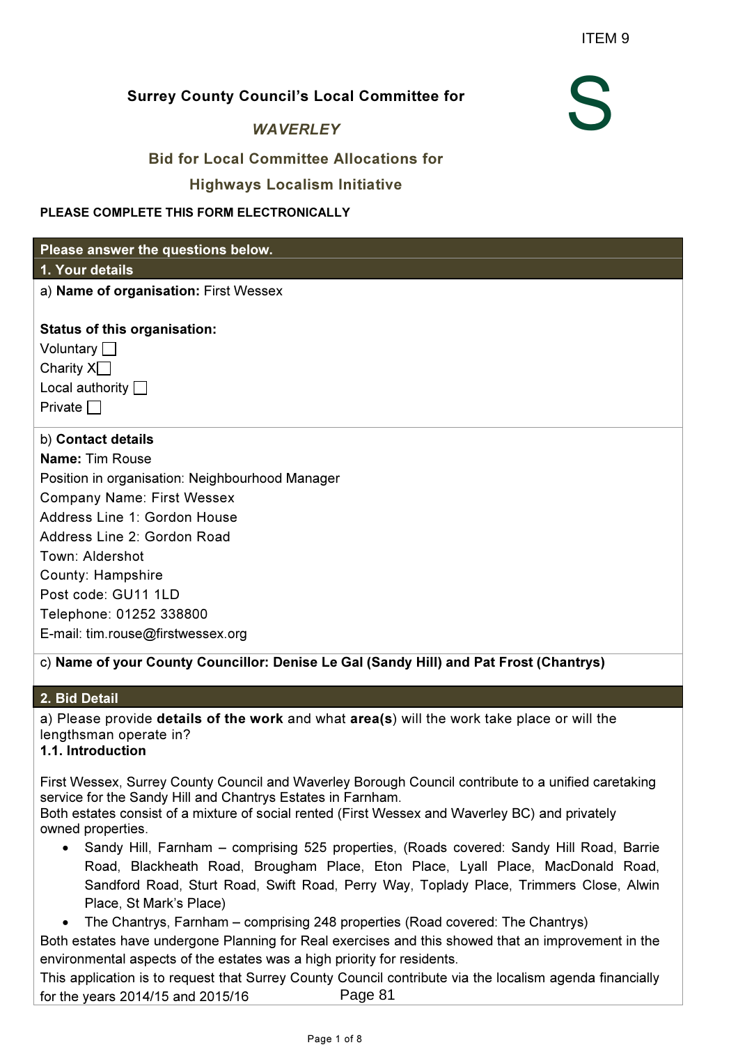ITEM 9

**Surrey County Council's Local Committee for**

***WAVERLEY***

**Bid for Local Committee Allocations for**

**Highways Localism Initiative**

**PLEASE COMPLETE THIS FORM ELECTRONICALLY**

**Please answer the questions below.**

**1. Your details**

a) **Name of organisation:** First Wessex

**Status of this organisation:**

Voluntary ☐
Charity X☐
Local authority ☐
Private ☐

b) **Contact details**

**Name:** Tim Rouse
Position in organisation: Neighbourhood Manager
Company Name: First Wessex
Address Line 1: Gordon House
Address Line 2: Gordon Road
Town: Aldershot
County: Hampshire
Post code: GU11 1LD
Telephone: 01252 338800
E-mail: tim.rouse@firstwessex.org

c) **Name of your County Councillor: Denise Le Gal (Sandy Hill) and Pat Frost (Chantrys)**

**2. Bid Detail**

a) Please provide **details of the work** and what **area(s**) will the work take place or will the lengthsman operate in?

**1.1. Introduction**

First Wessex, Surrey County Council and Waverley Borough Council contribute to a unified caretaking service for the Sandy Hill and Chantrys Estates in Farnham.
Both estates consist of a mixture of social rented (First Wessex and Waverley BC) and privately owned properties.

- Sandy Hill, Farnham – comprising 525 properties, (Roads covered: Sandy Hill Road, Barrie Road, Blackheath Road, Brougham Place, Eton Place, Lyall Place, MacDonald Road, Sandford Road, Sturt Road, Swift Road, Perry Way, Toplady Place, Trimmers Close, Alwin Place, St Mark's Place)
- The Chantrys, Farnham – comprising 248 properties (Road covered: The Chantrys)

Both estates have undergone Planning for Real exercises and this showed that an improvement in the environmental aspects of the estates was a high priority for residents.
This application is to request that Surrey County Council contribute via the localism agenda financially for the years 2014/15 and 2015/16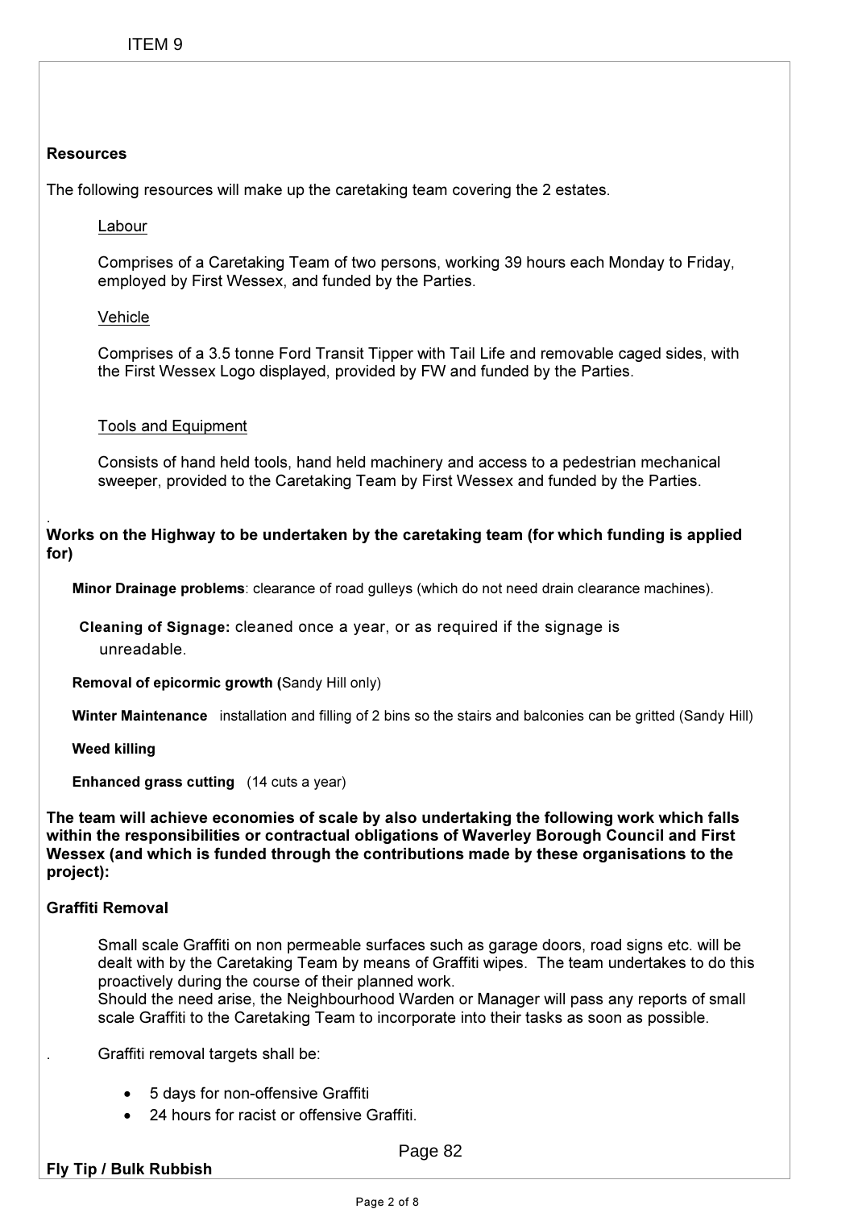ITEM 9

**Resources**

The following resources will make up the caretaking team covering the 2 estates.

Labour

Comprises of a Caretaking Team of two persons, working 39 hours each Monday to Friday, employed by First Wessex, and funded by the Parties.

Vehicle

Comprises of a 3.5 tonne Ford Transit Tipper with Tail Life and removable caged sides, with the First Wessex Logo displayed, provided by FW and funded by the Parties.

Tools and Equipment

Consists of hand held tools, hand held machinery and access to a pedestrian mechanical sweeper, provided to the Caretaking Team by First Wessex and funded by the Parties.

.

**Works on the Highway to be undertaken by the caretaking team (for which funding is applied for)**

**Minor Drainage problems**: clearance of road gulleys (which do not need drain clearance machines).

**Cleaning of Signage:** cleaned once a year, or as required if the signage is unreadable.

**Removal of epicormic growth (**Sandy Hill only)

**Winter Maintenance** installation and filling of 2 bins so the stairs and balconies can be gritted (Sandy Hill)

**Weed killing**

**Enhanced grass cutting** (14 cuts a year)

**The team will achieve economies of scale by also undertaking the following work which falls within the responsibilities or contractual obligations of Waverley Borough Council and First Wessex (and which is funded through the contributions made by these organisations to the project):**

**Graffiti Removal**

Small scale Graffiti on non permeable surfaces such as garage doors, road signs etc. will be dealt with by the Caretaking Team by means of Graffiti wipes. The team undertakes to do this proactively during the course of their planned work.
Should the need arise, the Neighbourhood Warden or Manager will pass any reports of small scale Graffiti to the Caretaking Team to incorporate into their tasks as soon as possible.

. Graffiti removal targets shall be:

- 5 days for non-offensive Graffiti
- 24 hours for racist or offensive Graffiti.

**Fly Tip / Bulk Rubbish**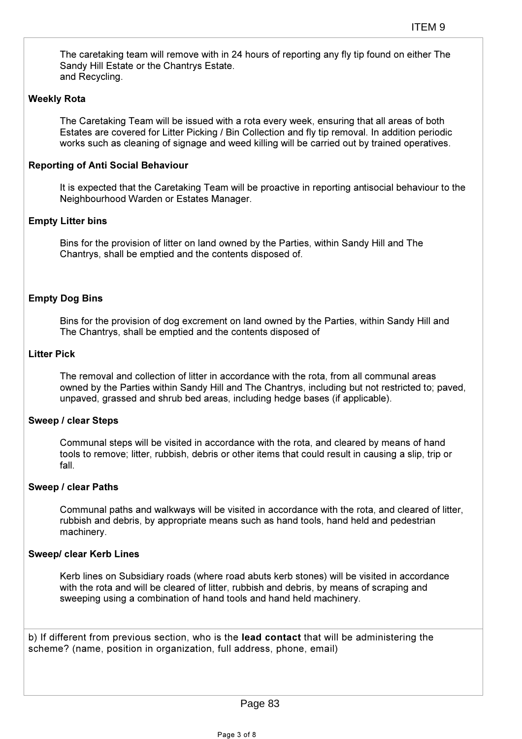The caretaking team will remove with in 24 hours of reporting any fly tip found on either The Sandy Hill Estate or the Chantrys Estate.
and Recycling.

**Weekly Rota**

The Caretaking Team will be issued with a rota every week, ensuring that all areas of both Estates are covered for Litter Picking / Bin Collection and fly tip removal. In addition periodic works such as cleaning of signage and weed killing will be carried out by trained operatives.

**Reporting of Anti Social Behaviour**

It is expected that the Caretaking Team will be proactive in reporting antisocial behaviour to the Neighbourhood Warden or Estates Manager.

**Empty Litter bins**

Bins for the provision of litter on land owned by the Parties, within Sandy Hill and The Chantrys, shall be emptied and the contents disposed of.

**Empty Dog Bins**

Bins for the provision of dog excrement on land owned by the Parties, within Sandy Hill and The Chantrys, shall be emptied and the contents disposed of

**Litter Pick**

The removal and collection of litter in accordance with the rota, from all communal areas owned by the Parties within Sandy Hill and The Chantrys, including but not restricted to; paved, unpaved, grassed and shrub bed areas, including hedge bases (if applicable).

**Sweep / clear Steps**

Communal steps will be visited in accordance with the rota, and cleared by means of hand tools to remove; litter, rubbish, debris or other items that could result in causing a slip, trip or fall.

**Sweep / clear Paths**

Communal paths and walkways will be visited in accordance with the rota, and cleared of litter, rubbish and debris, by appropriate means such as hand tools, hand held and pedestrian machinery.

**Sweep/ clear Kerb Lines**

Kerb lines on Subsidiary roads (where road abuts kerb stones) will be visited in accordance with the rota and will be cleared of litter, rubbish and debris, by means of scraping and sweeping using a combination of hand tools and hand held machinery.

b) If different from previous section, who is the **lead contact** that will be administering the scheme? (name, position in organization, full address, phone, email)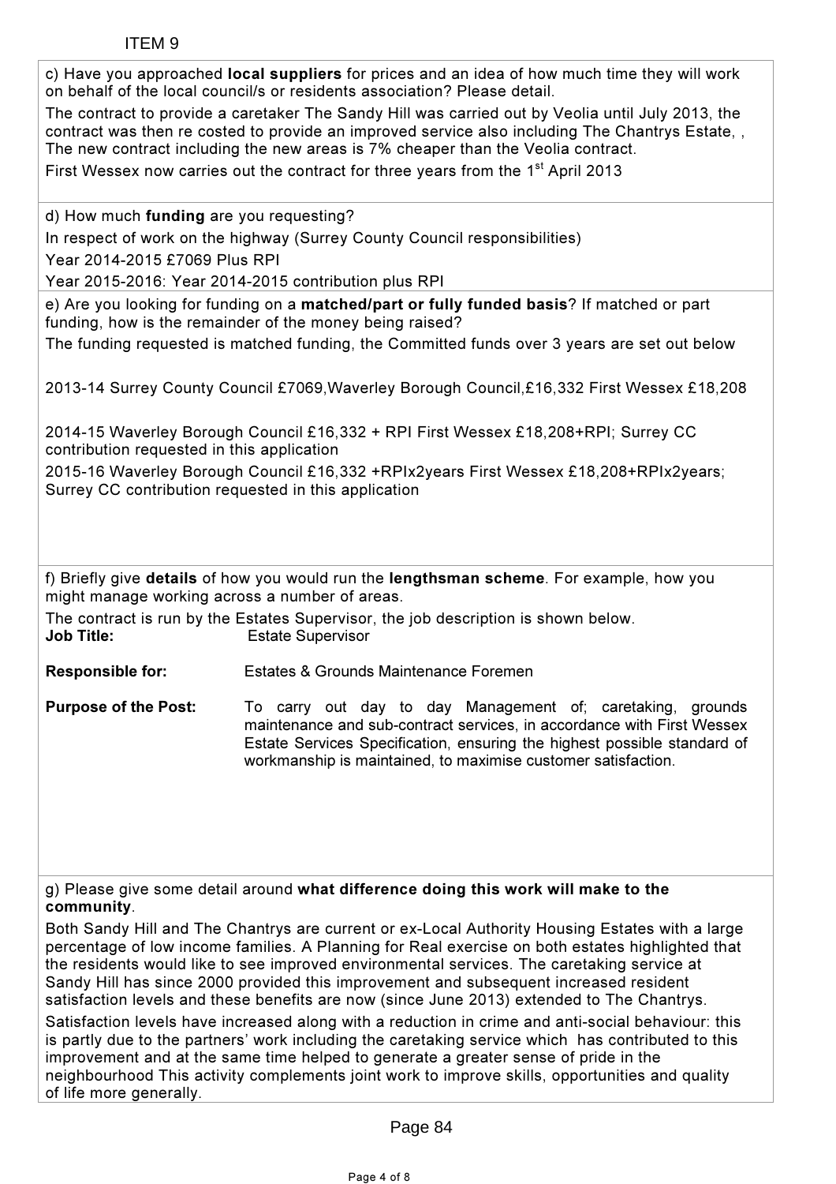ITEM 9

c) Have you approached **local suppliers** for prices and an idea of how much time they will work on behalf of the local council/s or residents association? Please detail.

The contract to provide a caretaker The Sandy Hill was carried out by Veolia until July 2013, the contract was then re costed to provide an improved service also including The Chantrys Estate, , The new contract including the new areas is 7% cheaper than the Veolia contract.

First Wessex now carries out the contract for three years from the 1st April 2013

d) How much **funding** are you requesting?

In respect of work on the highway (Surrey County Council responsibilities)

Year 2014-2015 £7069 Plus RPI

Year 2015-2016: Year 2014-2015 contribution plus RPI

e) Are you looking for funding on a **matched/part or fully funded basis**? If matched or part funding, how is the remainder of the money being raised?

The funding requested is matched funding, the Committed funds over 3 years are set out below

2013-14 Surrey County Council £7069,Waverley Borough Council,£16,332 First Wessex £18,208

2014-15 Waverley Borough Council £16,332 + RPI First Wessex £18,208+RPI; Surrey CC contribution requested in this application

2015-16 Waverley Borough Council £16,332 +RPIx2years First Wessex £18,208+RPIx2years; Surrey CC contribution requested in this application

f) Briefly give **details** of how you would run the **lengthsman scheme**. For example, how you might manage working across a number of areas.

The contract is run by the Estates Supervisor, the job description is shown below.

| | |
|---|---|
| **Job Title:** | Estate Supervisor |
| **Responsible for:** | Estates & Grounds Maintenance Foremen |
| **Purpose of the Post:** | To carry out day to day Management of; caretaking, grounds maintenance and sub-contract services, in accordance with First Wessex Estate Services Specification, ensuring the highest possible standard of workmanship is maintained, to maximise customer satisfaction. |

g) Please give some detail around **what difference doing this work will make to the community**.

Both Sandy Hill and The Chantrys are current or ex-Local Authority Housing Estates with a large percentage of low income families. A Planning for Real exercise on both estates highlighted that the residents would like to see improved environmental services. The caretaking service at Sandy Hill has since 2000 provided this improvement and subsequent increased resident satisfaction levels and these benefits are now (since June 2013) extended to The Chantrys.

Satisfaction levels have increased along with a reduction in crime and anti-social behaviour: this is partly due to the partners' work including the caretaking service which has contributed to this improvement and at the same time helped to generate a greater sense of pride in the neighbourhood This activity complements joint work to improve skills, opportunities and quality of life more generally.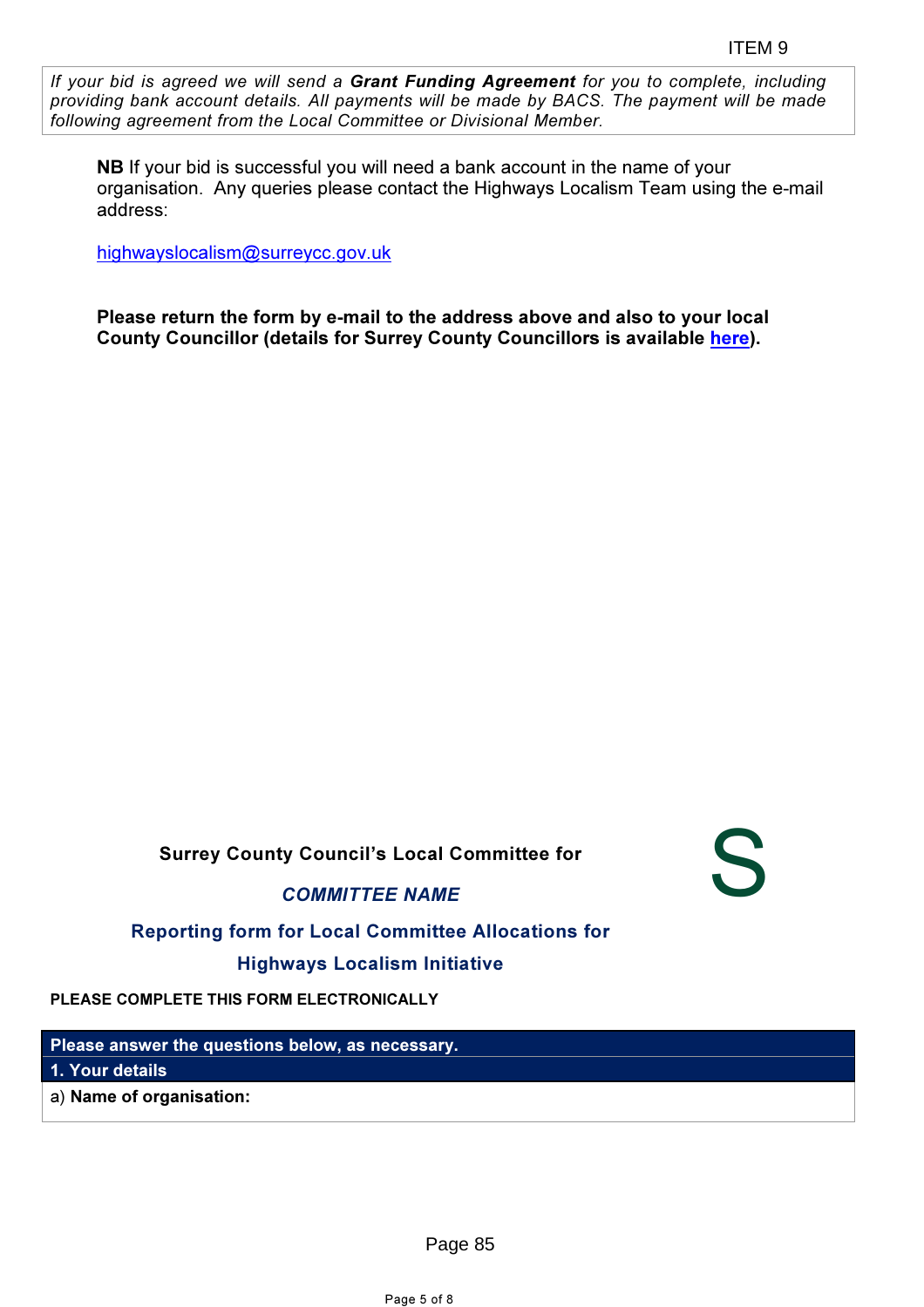*If your bid is agreed we will send a **Grant Funding Agreement** for you to complete, including providing bank account details. All payments will be made by BACS. The payment will be made following agreement from the Local Committee or Divisional Member.*

**NB** If your bid is successful you will need a bank account in the name of your organisation. Any queries please contact the Highways Localism Team using the e-mail address:

highwayslocalism@surreycc.gov.uk

**Please return the form by e-mail to the address above and also to your local County Councillor (details for Surrey County Councillors is available here).**

S

**Surrey County Council's Local Committee for**

***COMMITTEE NAME***

**Reporting form for Local Committee Allocations for**

**Highways Localism Initiative**

**PLEASE COMPLETE THIS FORM ELECTRONICALLY**

| **Please answer the questions below, as necessary.** |
|---|
| **1. Your details** |
| a) **Name of organisation:** |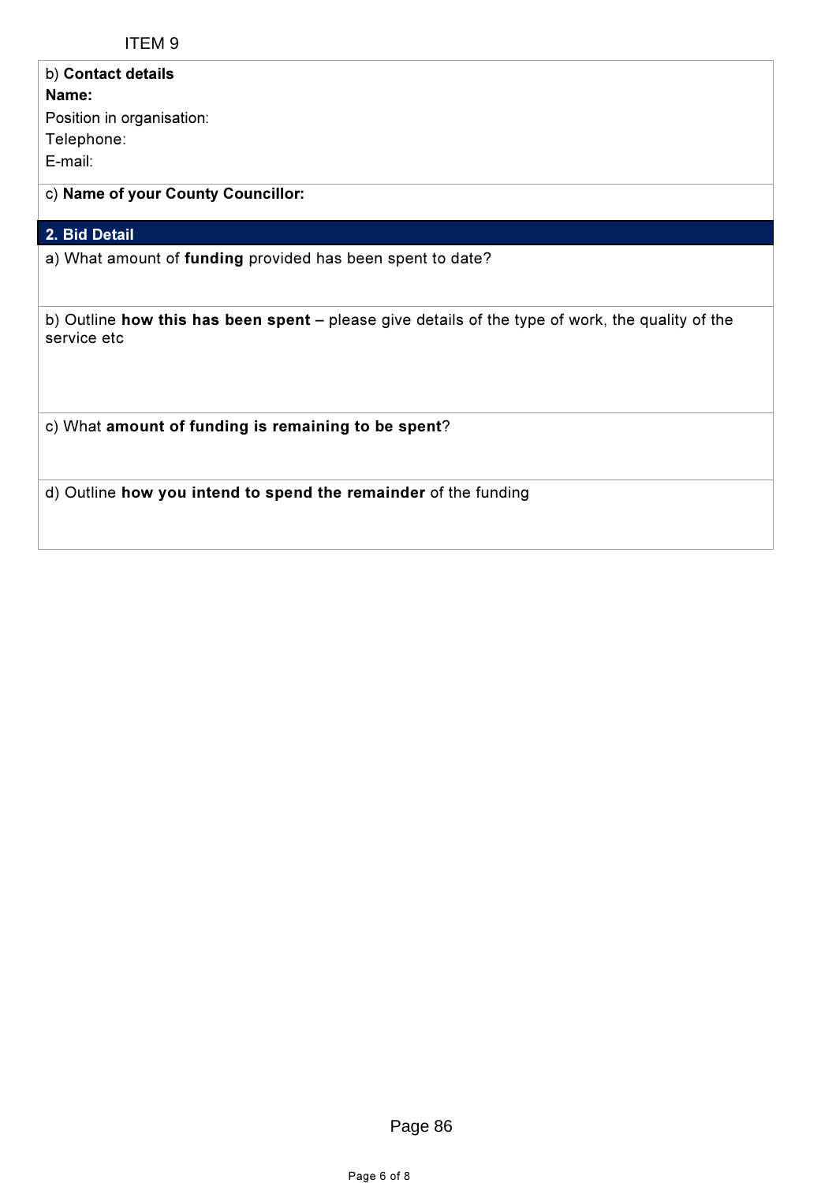b) **Contact details**

**Name:**

Position in organisation:

Telephone:

E-mail:

c) **Name of your County Councillor:**

## 2. Bid Detail

a) What amount of **funding** provided has been spent to date?

b) Outline **how this has been spent** – please give details of the type of work, the quality of the service etc

c) What **amount of funding is remaining to be spent**?

d) Outline **how you intend to spend the remainder** of the funding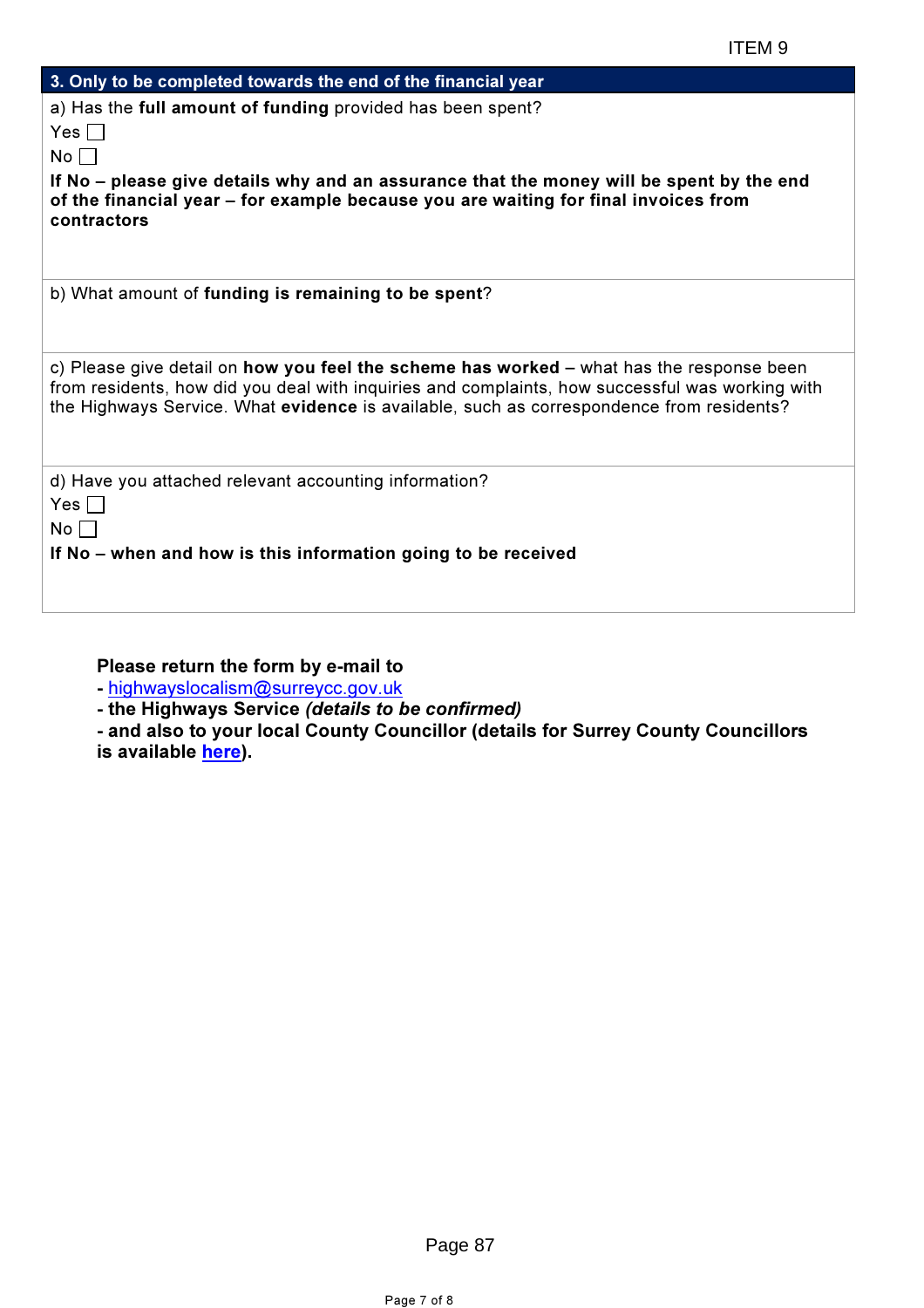## 3. Only to be completed towards the end of the financial year

a) Has the **full amount of funding** provided has been spent?

Yes ☐

No ☐

**If No – please give details why and an assurance that the money will be spent by the end of the financial year – for example because you are waiting for final invoices from contractors**

b) What amount of **funding is remaining to be spent**?

c) Please give detail on **how you feel the scheme has worked** – what has the response been from residents, how did you deal with inquiries and complaints, how successful was working with the Highways Service. What **evidence** is available, such as correspondence from residents?

d) Have you attached relevant accounting information?

Yes ☐

No ☐

**If No – when and how is this information going to be received**

**Please return the form by e-mail to**

- highwayslocalism@surreycc.gov.uk
- **the Highways Service *(details to be confirmed)***
- **and also to your local County Councillor (details for Surrey County Councillors is available here).**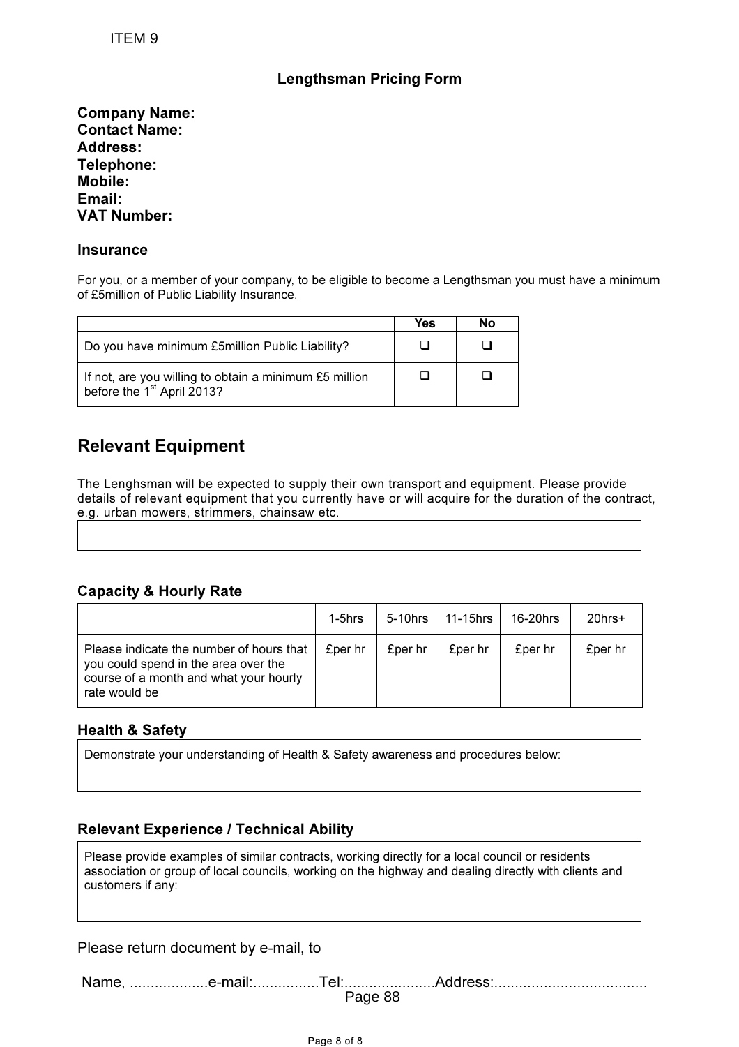ITEM 9

### Lengthsman Pricing Form

**Company Name:**
**Contact Name:**
**Address:**
**Telephone:**
**Mobile:**
**Email:**
**VAT Number:**

### Insurance

For you, or a member of your company, to be eligible to become a Lengthsman you must have a minimum of £5million of Public Liability Insurance.

| | Yes | No |
|---|---|---|
| Do you have minimum £5million Public Liability? | ❑ | ❑ |
| If not, are you willing to obtain a minimum £5 million before the 1st April 2013? | ❑ | ❑ |

## Relevant Equipment

The Lenghsman will be expected to supply their own transport and equipment. Please provide details of relevant equipment that you currently have or will acquire for the duration of the contract, e.g. urban mowers, strimmers, chainsaw etc.

| |
|---|
| |

### Capacity & Hourly Rate

| | 1-5hrs | 5-10hrs | 11-15hrs | 16-20hrs | 20hrs+ |
|---|---|---|---|---|---|
| Please indicate the number of hours that you could spend in the area over the course of a month and what your hourly rate would be | £per hr | £per hr | £per hr | £per hr | £per hr |

### Health & Safety

| |
|---|
| Demonstrate your understanding of Health & Safety awareness and procedures below: |

### Relevant Experience / Technical Ability

| |
|---|
| Please provide examples of similar contracts, working directly for a local council or residents association or group of local councils, working on the highway and dealing directly with clients and customers if any: |

Please return document by e-mail, to

Name, ...................e-mail:................Tel:......................Address:.....................................